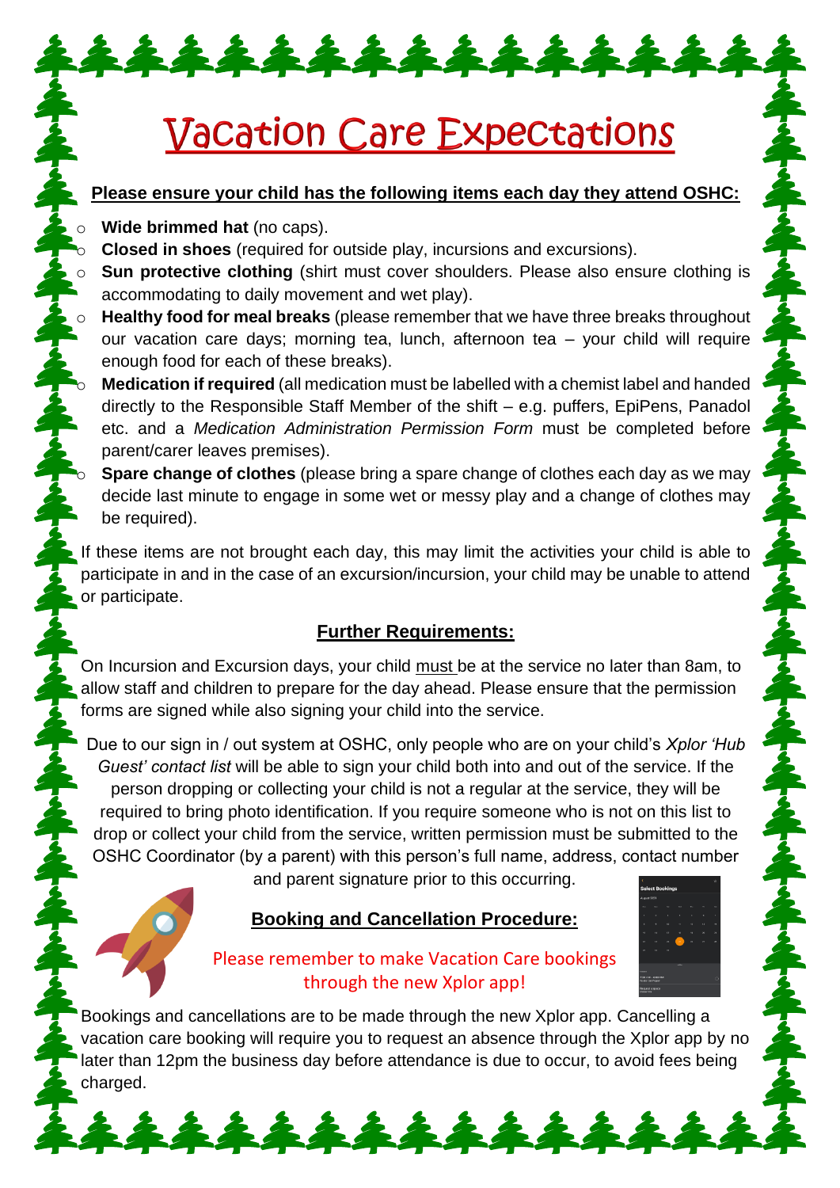# Vacation Care Expectations

**Please ensure your child has the following items each day they attend OSHC:**

- **Wide brimmed hat** (no caps).
- **Closed in shoes** (required for outside play, incursions and excursions).
- **Sun protective clothing** (shirt must cover shoulders. Please also ensure clothing is accommodating to daily movement and wet play).
- **Healthy food for meal breaks** (please remember that we have three breaks throughout our vacation care days; morning tea, lunch, afternoon tea – your child will require enough food for each of these breaks).
- **Medication if required** (all medication must be labelled with a chemist label and handed directly to the Responsible Staff Member of the shift – e.g. puffers, EpiPens, Panadol etc. and a *Medication Administration Permission Form* must be completed before parent/carer leaves premises).
- **Spare change of clothes** (please bring a spare change of clothes each day as we may decide last minute to engage in some wet or messy play and a change of clothes may be required).

If these items are not brought each day, this may limit the activities your child is able to participate in and in the case of an excursion/incursion, your child may be unable to attend or participate.

## Further Requirements:

On Incursion and Excursion days, your child must be at the service no later than 8am, to allow staff and children to prepare for the day ahead. Please ensure that the permission forms are signed while also signing your child into the service.

Due to our sign in / out system at OSHC, only people who are on your child's *Xplor 'Hub Guest' contact list* will be able to sign your child both into and out of the service. If the person dropping or collecting your child is not a regular at the service, they will be required to bring photo identification. If you require someone who is not on this list to drop or collect your child from the service, written permission must be submitted to the OSHC Coordinator (by a parent) with this person's full name, address, contact number and parent signature prior to this occurring.

## Booking and Cancellation Procedure:

Please remember to make Vacation Care bookings through the new Xplor app!

Bookings and cancellations are to be made through the new Xplor app. Cancelling a vacation care booking will require you to request an absence through the Xplor app by no later than 12pm the business day before attendance is due to occur, to avoid fees being charged.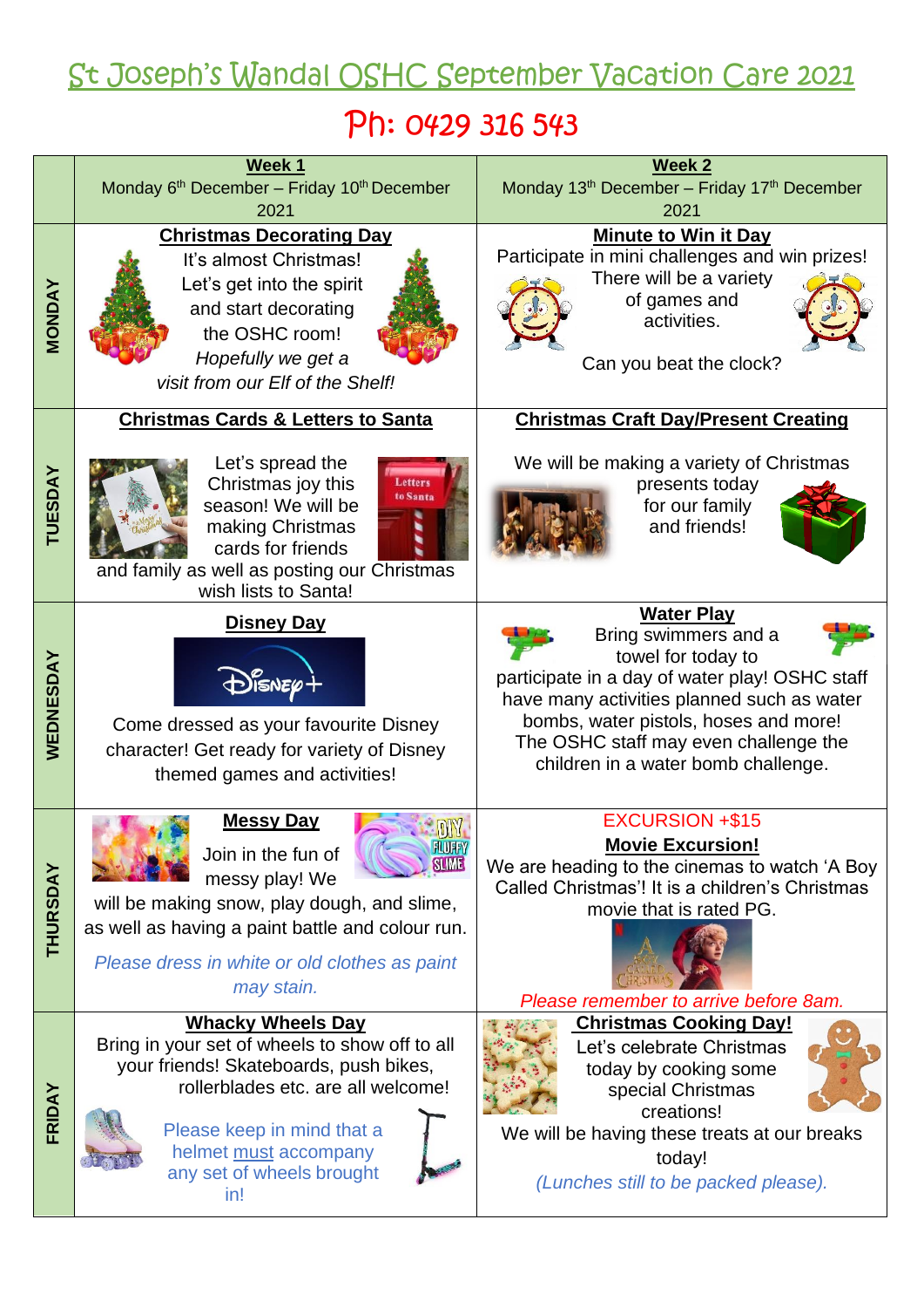# St Joseph's Wandal OSHC September Vacation Care 2021

## Ph: 0429 316 543

| | **Week 1**<br>Monday 6th December – Friday 10th December 2021 | **Week 2**<br>Monday 13th December – Friday 17th December 2021 |
|---|---|---|
| **MONDAY** | **Christmas Decorating Day**<br>It's almost Christmas! Let's get into the spirit and start decorating the OSHC room! *Hopefully we get a visit from our Elf of the Shelf!* | **Minute to Win it Day**<br>Participate in mini challenges and win prizes! There will be a variety of games and activities.<br>Can you beat the clock? |
| **TUESDAY** | **Christmas Cards & Letters to Santa**<br>Let's spread the Christmas joy this season! We will be making Christmas cards for friends and family as well as posting our Christmas wish lists to Santa! | **Christmas Craft Day/Present Creating**<br>We will be making a variety of Christmas presents today for our family and friends! |
| **WEDNESDAY** | **Disney Day**<br>Come dressed as your favourite Disney character! Get ready for variety of Disney themed games and activities! | **Water Play**<br>Bring swimmers and a towel for today to participate in a day of water play! OSHC staff have many activities planned such as water bombs, water pistols, hoses and more! The OSHC staff may even challenge the children in a water bomb challenge. |
| **THURSDAY** | **Messy Day**<br>Join in the fun of messy play! We will be making snow, play dough, and slime, as well as having a paint battle and colour run.<br>*Please dress in white or old clothes as paint may stain.* | EXCURSION +$15<br>**Movie Excursion!**<br>We are heading to the cinemas to watch 'A Boy Called Christmas'! It is a children's Christmas movie that is rated PG.<br>*Please remember to arrive before 8am.* |
| **FRIDAY** | **Whacky Wheels Day**<br>Bring in your set of wheels to show off to all your friends! Skateboards, push bikes, rollerblades etc. are all welcome!<br>Please keep in mind that a helmet must accompany any set of wheels brought in! | **Christmas Cooking Day!**<br>Let's celebrate Christmas today by cooking some special Christmas creations!<br>We will be having these treats at our breaks today!<br>*(Lunches still to be packed please).* |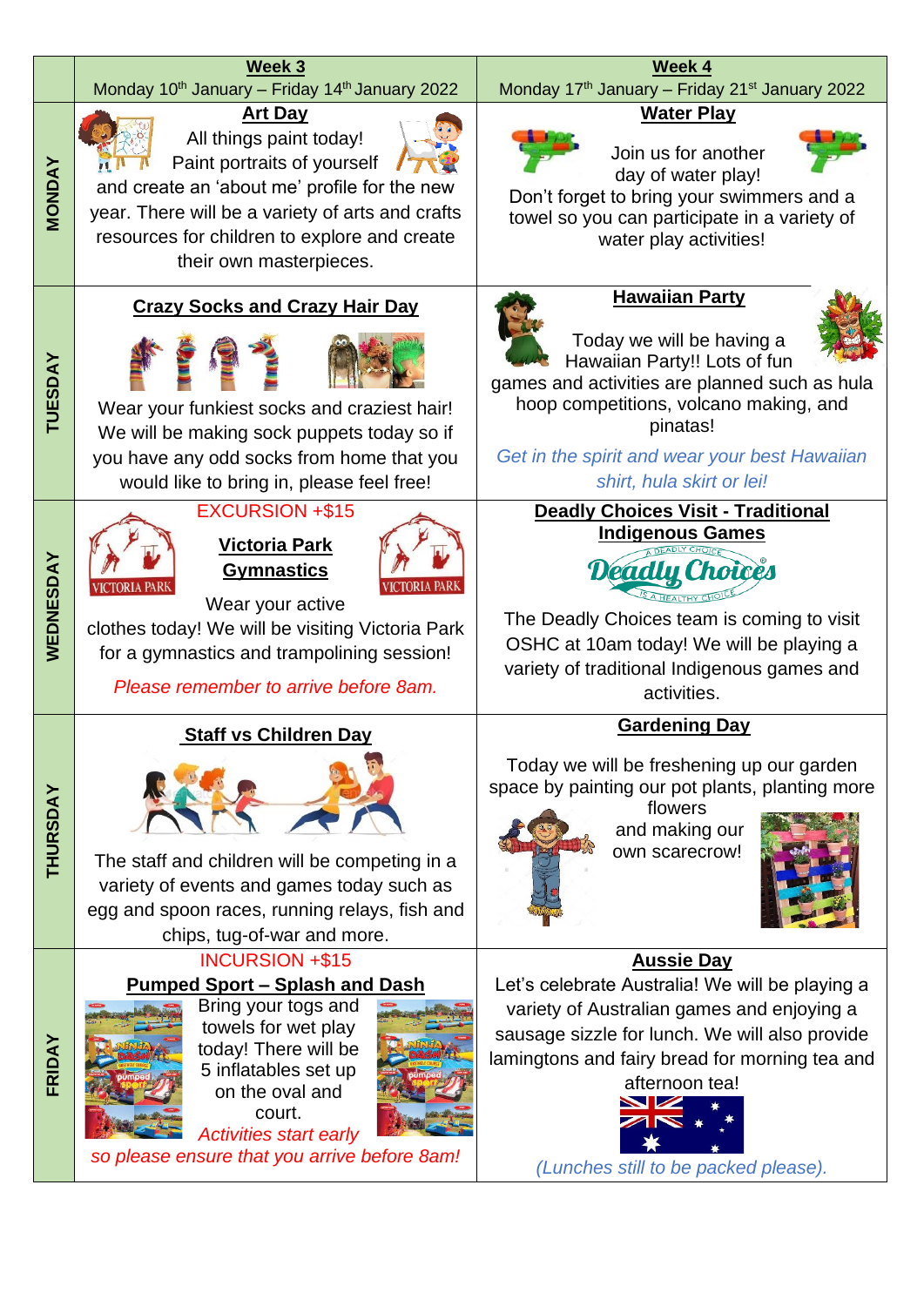| | Week 3<br>Monday 10th January – Friday 14th January 2022 | Week 4<br>Monday 17th January – Friday 21st January 2022 |
|---|---|---|
| MONDAY | **Art Day**<br>All things paint today! Paint portraits of yourself and create an 'about me' profile for the new year. There will be a variety of arts and crafts resources for children to explore and create their own masterpieces. | **Water Play**<br>Join us for another day of water play! Don't forget to bring your swimmers and a towel so you can participate in a variety of water play activities! |
| TUESDAY | **Crazy Socks and Crazy Hair Day**<br>Wear your funkiest socks and craziest hair! We will be making sock puppets today so if you have any odd socks from home that you would like to bring in, please feel free! | **Hawaiian Party**<br>Today we will be having a Hawaiian Party!! Lots of fun games and activities are planned such as hula hoop competitions, volcano making, and pinatas!<br>*Get in the spirit and wear your best Hawaiian shirt, hula skirt or lei!* |
| WEDNESDAY | EXCURSION +$15<br>**Victoria Park Gymnastics**<br>Wear your active clothes today! We will be visiting Victoria Park for a gymnastics and trampolining session!<br>*Please remember to arrive before 8am.* | **Deadly Choices Visit - Traditional Indigenous Games**<br>The Deadly Choices team is coming to visit OSHC at 10am today! We will be playing a variety of traditional Indigenous games and activities. |
| THURSDAY | **Staff vs Children Day**<br>The staff and children will be competing in a variety of events and games today such as egg and spoon races, running relays, fish and chips, tug-of-war and more. | **Gardening Day**<br>Today we will be freshening up our garden space by painting our pot plants, planting more flowers and making our own scarecrow! |
| FRIDAY | INCURSION +$15<br>**Pumped Sport – Splash and Dash**<br>Bring your togs and towels for wet play today! There will be 5 inflatables set up on the oval and court.<br>*Activities start early so please ensure that you arrive before 8am!* | **Aussie Day**<br>Let's celebrate Australia! We will be playing a variety of Australian games and enjoying a sausage sizzle for lunch. We will also provide lamingtons and fairy bread for morning tea and afternoon tea!<br>*(Lunches still to be packed please).* |